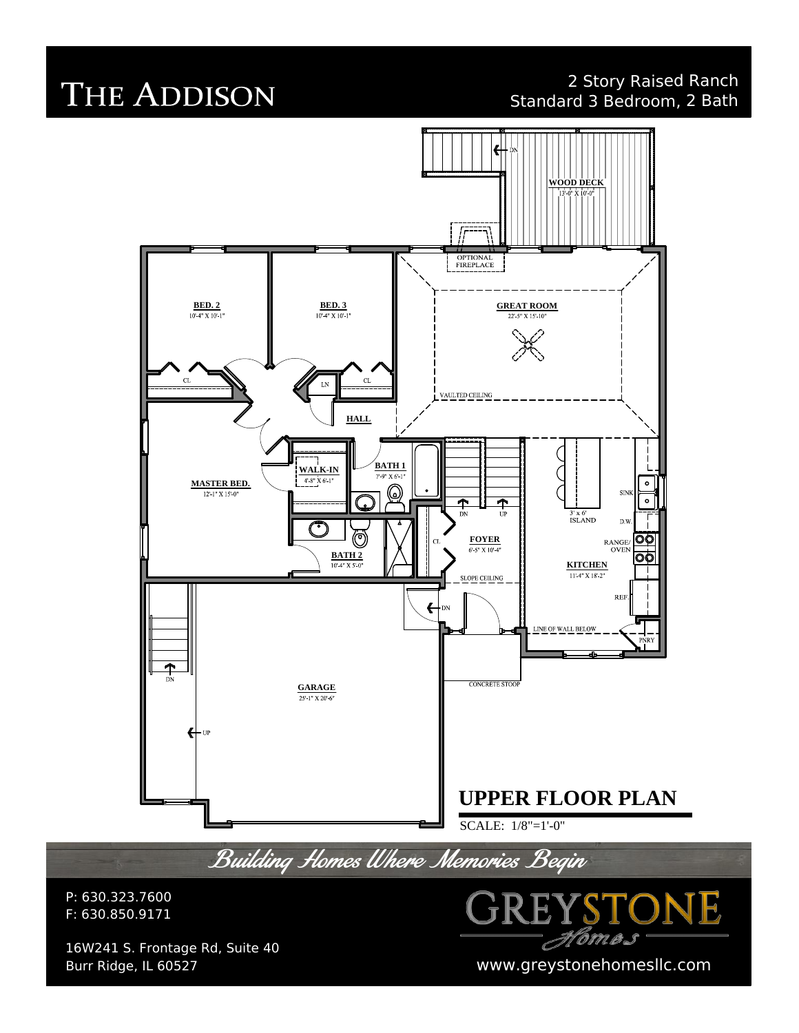# The Addison

2 Story Raised Ranch
Standard 3 Bedroom, 2 Bath

WOOD DECK
13'-0" X 10'-0"

DN

OPTIONAL FIREPLACE

BED. 2
10'-4" X 10'-1"

BED. 3
10'-4" X 10'-1"

GREAT ROOM
22'-5" X 15'-10"

CL

LN

CL

VAULTED CEILING

HALL

WALK-IN
4'-8" X 6'-1"

BATH 1
7'-9" X 6'-1"

MASTER BED.
12'-1" X 15'-0"

DN

UP

3' x 6' ISLAND

SINK

D.W.

RANGE/ OVEN

CL

FOYER
6'-5" X 10'-4"

BATH 2
10'-4" X 5'-0"

KITCHEN
11'-4" X 18'-2"

SLOPE CEILING

REF.

DN

LINE OF WALL BELOW

PNRY

DN

CONCRETE STOOP

GARAGE
25'-1" X 20'-6"

UP

## UPPER FLOOR PLAN

SCALE: 1/8"=1'-0"

*Building Homes Where Memories Begin*

P: 630.323.7600
F: 630.850.9171

16W241 S. Frontage Rd, Suite 40
Burr Ridge, IL 60527

GREYSTONE Homes

www.greystonehomesllc.com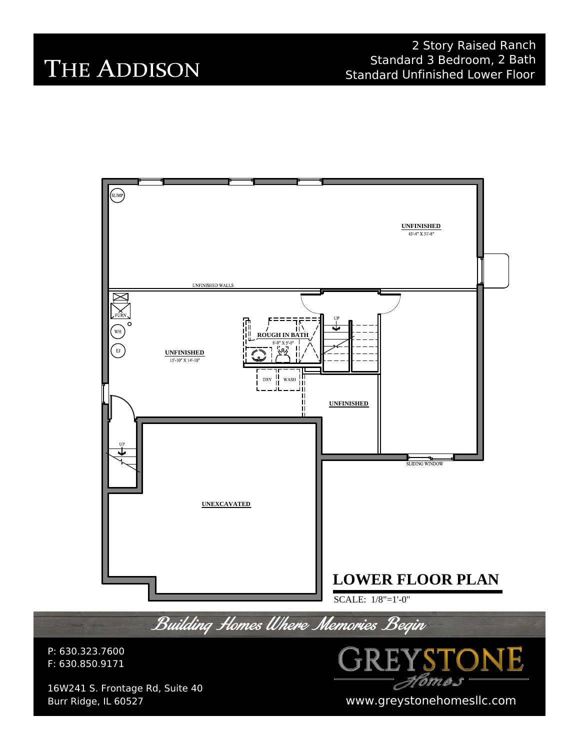# THE ADDISON

2 Story Raised Ranch
Standard 3 Bedroom, 2 Bath
Standard Unfinished Lower Floor

SUMP

**UNFINISHED**
43'-4" X 31'-8"

UNFINISHED WALLS

FURN

WH

EJ

**UNFINISHED**
15'-10" X 14'-10"

**ROUGH IN BATH**
8'-9" X 5'-0"

UP

DRY

WASH

**UNFINISHED**

UP

SLIDING WINDOW

**UNEXCAVATED**

## LOWER FLOOR PLAN

SCALE: 1/8"=1'-0"

*Building Homes Where Memories Begin*

P: 630.323.7600
F: 630.850.9171

16W241 S. Frontage Rd, Suite 40
Burr Ridge, IL 60527

GREYSTONE Homes

www.greystonehomesllc.com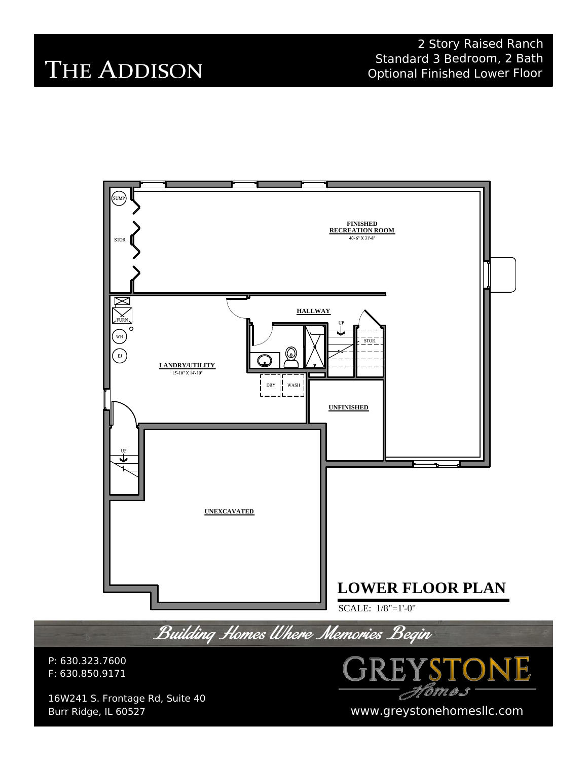# THE ADDISON

2 Story Raised Ranch
Standard 3 Bedroom, 2 Bath
Optional Finished Lower Floor

SUMP

STOR.

**FINISHED RECREATION ROOM**
40'-6" X 31'-8"

FURN

WH

EJ

**HALLWAY**

UP

STOR.

**LANDRY/UTILITY**
15'-10" X 14'-10"

DRY

WASH

**UNFINISHED**

UP

**UNEXCAVATED**

## LOWER FLOOR PLAN

SCALE: 1/8"=1'-0"

*Building Homes Where Memories Begin*

P: 630.323.7600
F: 630.850.9171

16W241 S. Frontage Rd, Suite 40
Burr Ridge, IL 60527

GREYSTONE *Homes*

www.greystonehomesllc.com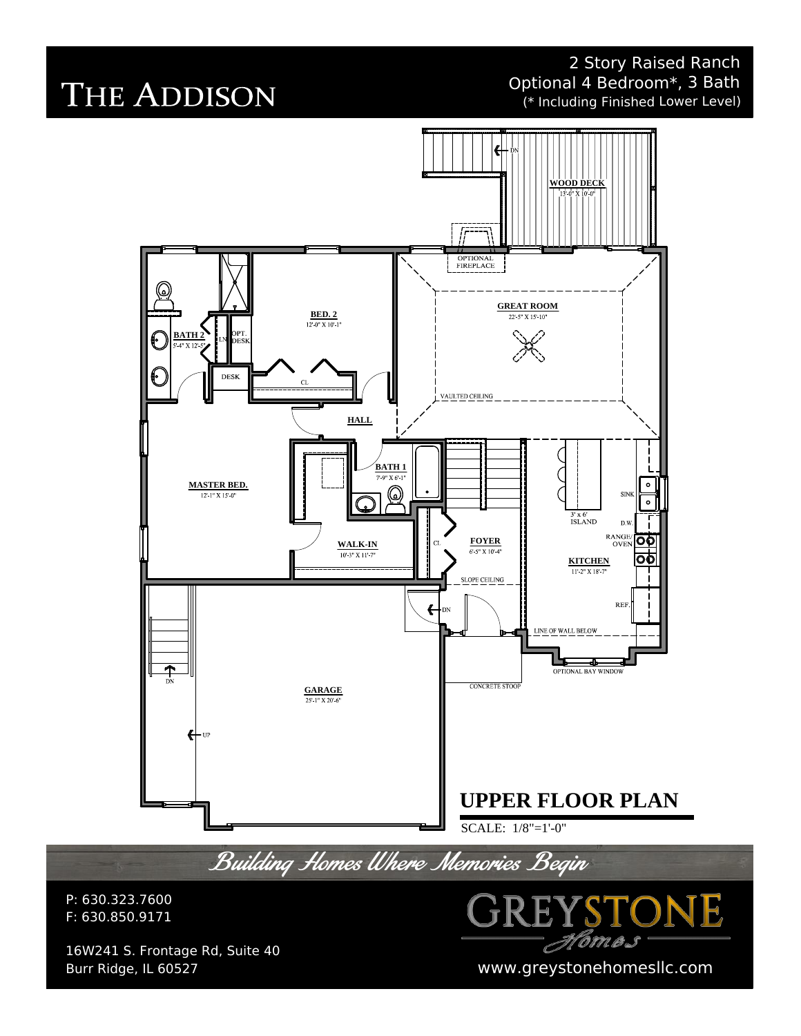# The Addison

2 Story Raised Ranch
Optional 4 Bedroom*, 3 Bath
(* Including Finished Lower Level)

WOOD DECK
13'-0" X 10'-0"

DN

OPTIONAL FIREPLACE

GREAT ROOM
22'-5" X 15'-10"

VAULTED CEILING

BED. 2
12'-0" X 10'-1"

BATH 2
5'-4" X 12'-5"

LN

OPT. DESK

DESK

CL

HALL

MASTER BED.
12'-1" X 15'-0"

BATH 1
7'-9" X 6'-1"

WALK-IN
10'-3" X 11'-7"

CL

FOYER
6'-5" X 10'-4"

SLOPE CEILING

DN

3' x 6' ISLAND

SINK

D.W.

RANGE/ OVEN

KITCHEN
11'-2" X 18'-7"

REF.

LINE OF WALL BELOW

OPTIONAL BAY WINDOW

CONCRETE STOOP

DN

GARAGE
25'-1" X 20'-6"

UP

## UPPER FLOOR PLAN

SCALE: 1/8"=1'-0"

*Building Homes Where Memories Begin*

P: 630.323.7600
F: 630.850.9171

16W241 S. Frontage Rd, Suite 40
Burr Ridge, IL 60527

GREYSTONE Homes

www.greystonehomesllc.com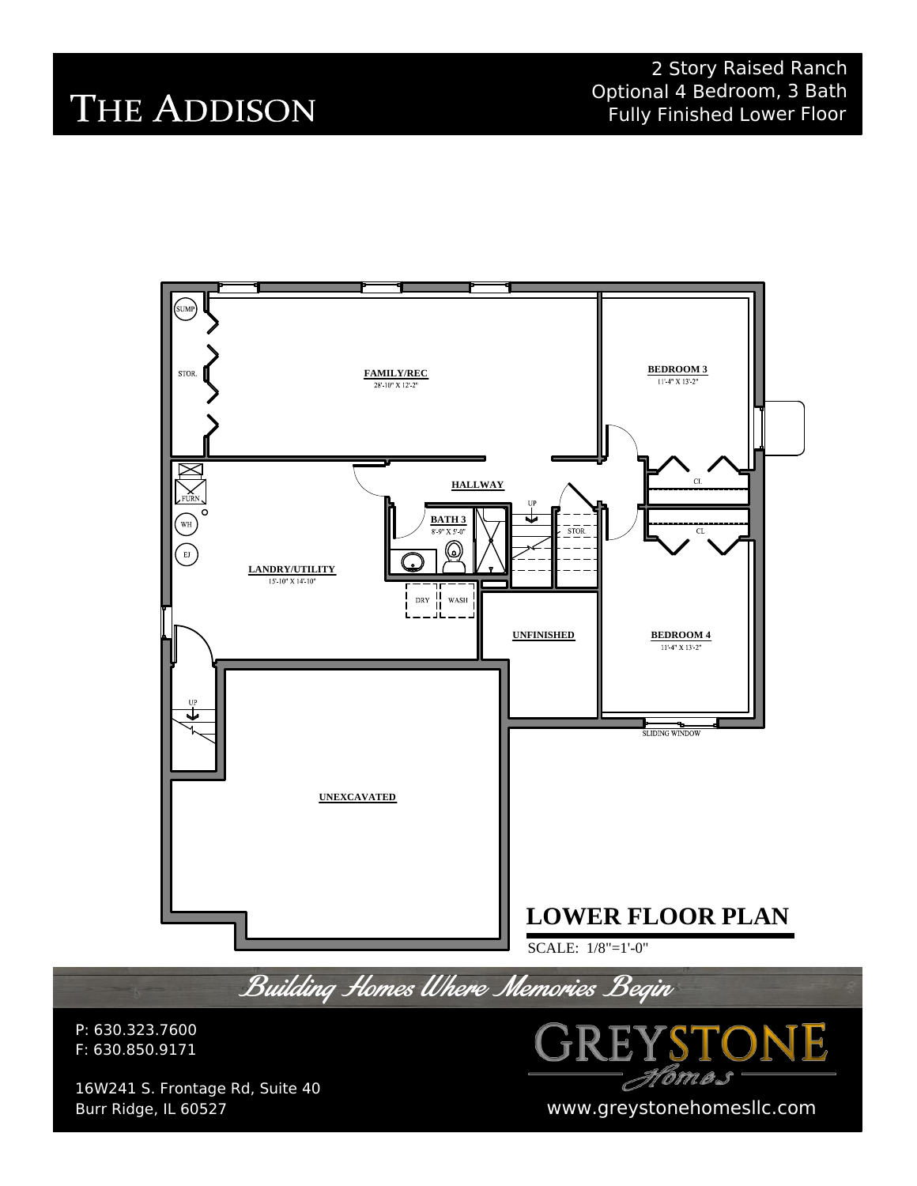# The Addison

2 Story Raised Ranch
Optional 4 Bedroom, 3 Bath
Fully Finished Lower Floor

SUMP

STOR.

**FAMILY/REC**
28'-10" X 12'-2"

**BEDROOM 3**
11'-4" X 13'-2"

FURN

**HALLWAY**

CL

UP

WH

**BATH 3**
8'-9" X 5'-0"

STOR.

CL

EJ

**LANDRY/UTILITY**
15'-10" X 14'-10"

DRY

WASH

**UNFINISHED**

**BEDROOM 4**
11'-4" X 13'-2"

UP

SLIDING WINDOW

**UNEXCAVATED**

## LOWER FLOOR PLAN

SCALE: 1/8"=1'-0"

*Building Homes Where Memories Begin*

P: 630.323.7600
F: 630.850.9171

16W241 S. Frontage Rd, Suite 40
Burr Ridge, IL 60527

GREYSTONE Homes

www.greystonehomesllc.com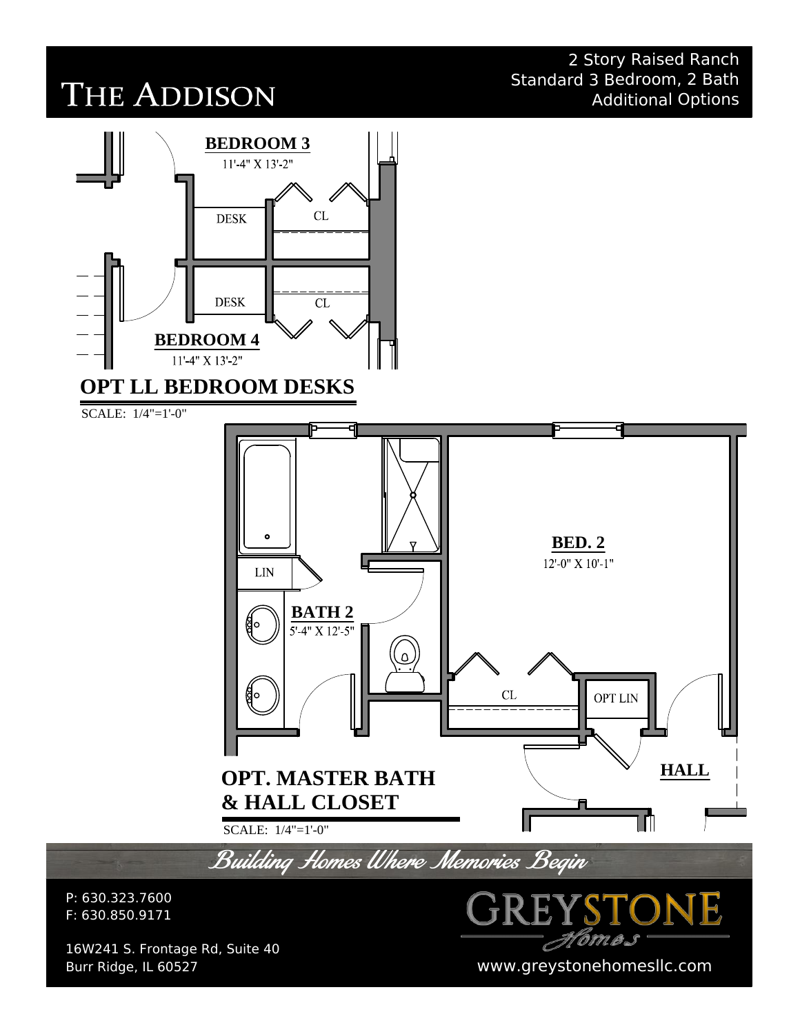# THE ADDISON

2 Story Raised Ranch
Standard 3 Bedroom, 2 Bath
Additional Options

BEDROOM 3
11'-4" X 13'-2"

DESK

CL

DESK

CL

BEDROOM 4
11'-4" X 13'-2"

## OPT LL BEDROOM DESKS

SCALE: 1/4"=1'-0"

LIN

BATH 2
5'-4" X 12'-5"

BED. 2
12'-0" X 10'-1"

CL

OPT LIN

HALL

## OPT. MASTER BATH & HALL CLOSET

SCALE: 1/4"=1'-0"

*Building Homes Where Memories Begin*

P: 630.323.7600
F: 630.850.9171

16W241 S. Frontage Rd, Suite 40
Burr Ridge, IL 60527

GREYSTONE Homes

www.greystonehomesllc.com